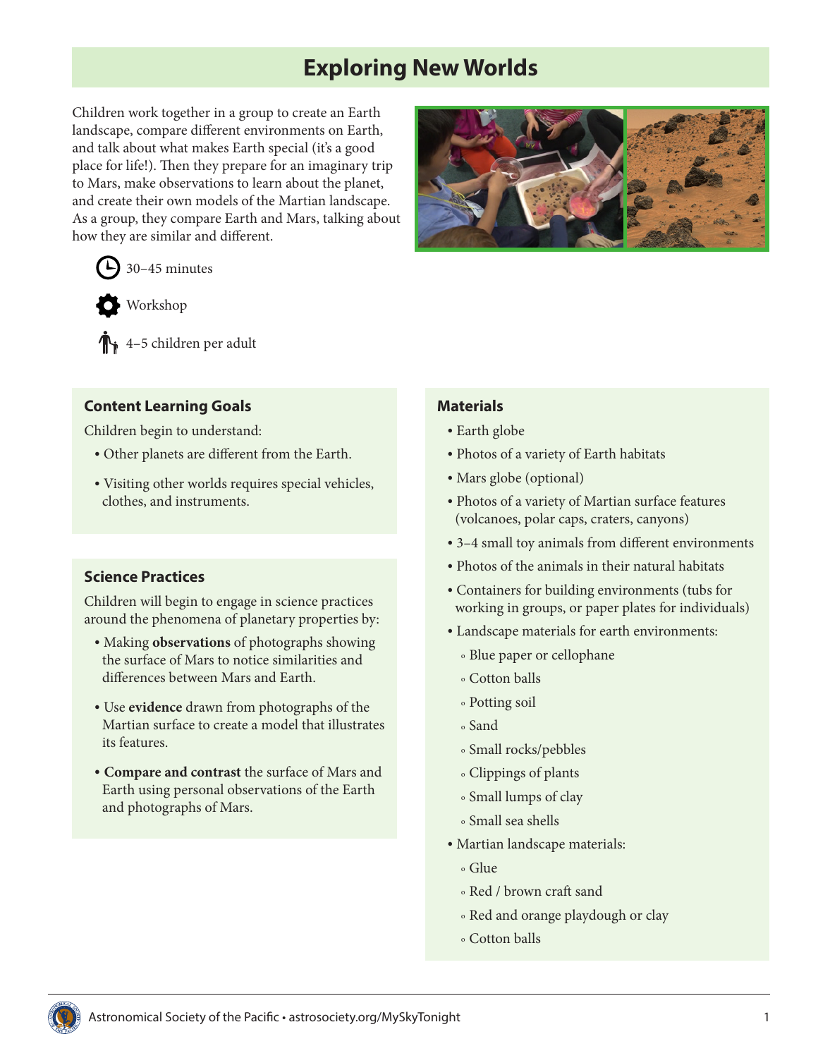# Exploring New Worlds

Children work together in a group to create an Earth landscape, compare different environments on Earth, and talk about what makes Earth special (it's a good place for life!). Then they prepare for an imaginary trip to Mars, make observations to learn about the planet, and create their own models of the Martian landscape. As a group, they compare Earth and Mars, talking about how they are similar and different.

30–45 minutes

Workshop

4–5 children per adult

## Content Learning Goals

Children begin to understand:

- Other planets are different from the Earth.
- Visiting other worlds requires special vehicles, clothes, and instruments.

## Science Practices

Children will begin to engage in science practices around the phenomena of planetary properties by:

- Making **observations** of photographs showing the surface of Mars to notice similarities and differences between Mars and Earth.
- Use **evidence** drawn from photographs of the Martian surface to create a model that illustrates its features.
- **Compare and contrast** the surface of Mars and Earth using personal observations of the Earth and photographs of Mars.

## Materials

- Earth globe
- Photos of a variety of Earth habitats
- Mars globe (optional)
- Photos of a variety of Martian surface features (volcanoes, polar caps, craters, canyons)
- 3–4 small toy animals from different environments
- Photos of the animals in their natural habitats
- Containers for building environments (tubs for working in groups, or paper plates for individuals)
- Landscape materials for earth environments:
  - Blue paper or cellophane
  - Cotton balls
  - Potting soil
  - Sand
  - Small rocks/pebbles
  - Clippings of plants
  - Small lumps of clay
  - Small sea shells
- Martian landscape materials:
  - Glue
  - Red / brown craft sand
  - Red and orange playdough or clay
  - Cotton balls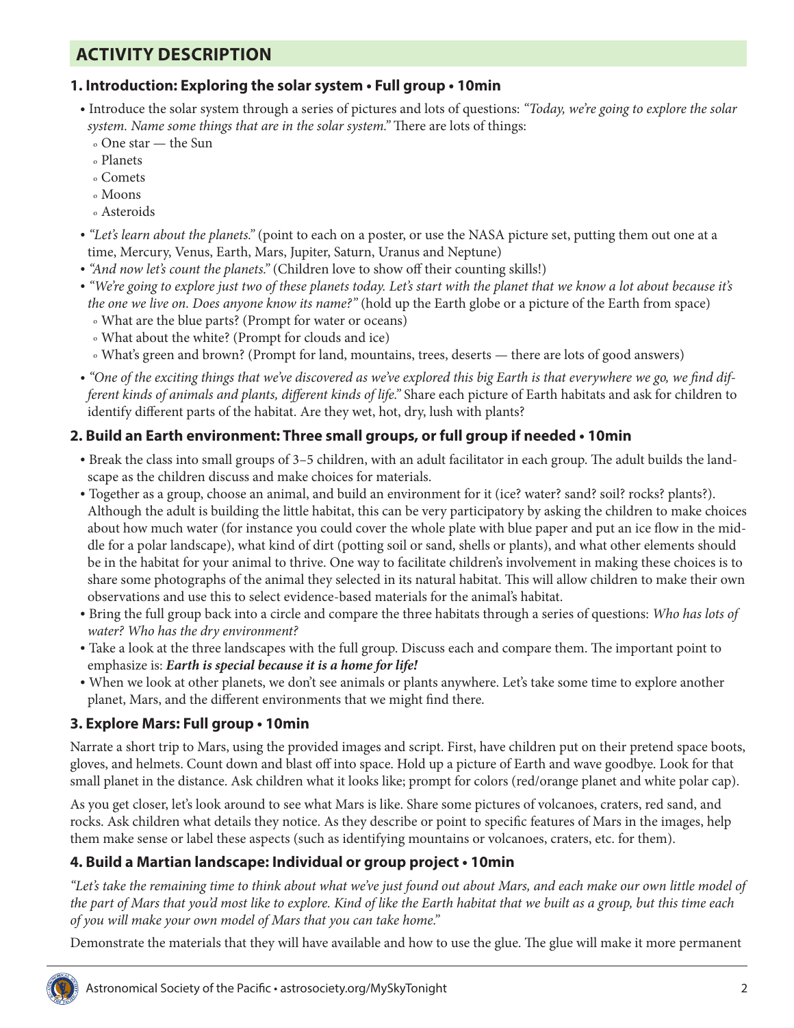## ACTIVITY DESCRIPTION

### 1. Introduction: Exploring the solar system • Full group • 10min

- Introduce the solar system through a series of pictures and lots of questions: *"Today, we're going to explore the solar system. Name some things that are in the solar system."* There are lots of things:
  - One star — the Sun
  - Planets
  - Comets
  - Moons
  - Asteroids
- *"Let's learn about the planets."* (point to each on a poster, or use the NASA picture set, putting them out one at a time, Mercury, Venus, Earth, Mars, Jupiter, Saturn, Uranus and Neptune)
- *"And now let's count the planets."* (Children love to show off their counting skills!)
- *"We're going to explore just two of these planets today. Let's start with the planet that we know a lot about because it's the one we live on. Does anyone know its name?"* (hold up the Earth globe or a picture of the Earth from space)
  - What are the blue parts? (Prompt for water or oceans)
  - What about the white? (Prompt for clouds and ice)
  - What's green and brown? (Prompt for land, mountains, trees, deserts — there are lots of good answers)
- *"One of the exciting things that we've discovered as we've explored this big Earth is that everywhere we go, we find different kinds of animals and plants, different kinds of life."* Share each picture of Earth habitats and ask for children to identify different parts of the habitat. Are they wet, hot, dry, lush with plants?

### 2. Build an Earth environment: Three small groups, or full group if needed • 10min

- Break the class into small groups of 3–5 children, with an adult facilitator in each group. The adult builds the landscape as the children discuss and make choices for materials.
- Together as a group, choose an animal, and build an environment for it (ice? water? sand? soil? rocks? plants?). Although the adult is building the little habitat, this can be very participatory by asking the children to make choices about how much water (for instance you could cover the whole plate with blue paper and put an ice flow in the middle for a polar landscape), what kind of dirt (potting soil or sand, shells or plants), and what other elements should be in the habitat for your animal to thrive. One way to facilitate children's involvement in making these choices is to share some photographs of the animal they selected in its natural habitat. This will allow children to make their own observations and use this to select evidence-based materials for the animal's habitat.
- Bring the full group back into a circle and compare the three habitats through a series of questions: *Who has lots of water? Who has the dry environment?*
- Take a look at the three landscapes with the full group. Discuss each and compare them. The important point to emphasize is: ***Earth is special because it is a home for life!***
- When we look at other planets, we don't see animals or plants anywhere. Let's take some time to explore another planet, Mars, and the different environments that we might find there.

### 3. Explore Mars: Full group • 10min

Narrate a short trip to Mars, using the provided images and script. First, have children put on their pretend space boots, gloves, and helmets. Count down and blast off into space. Hold up a picture of Earth and wave goodbye. Look for that small planet in the distance. Ask children what it looks like; prompt for colors (red/orange planet and white polar cap).

As you get closer, let's look around to see what Mars is like. Share some pictures of volcanoes, craters, red sand, and rocks. Ask children what details they notice. As they describe or point to specific features of Mars in the images, help them make sense or label these aspects (such as identifying mountains or volcanoes, craters, etc. for them).

### 4. Build a Martian landscape: Individual or group project • 10min

*"Let's take the remaining time to think about what we've just found out about Mars, and each make our own little model of the part of Mars that you'd most like to explore. Kind of like the Earth habitat that we built as a group, but this time each of you will make your own model of Mars that you can take home."*

Demonstrate the materials that they will have available and how to use the glue. The glue will make it more permanent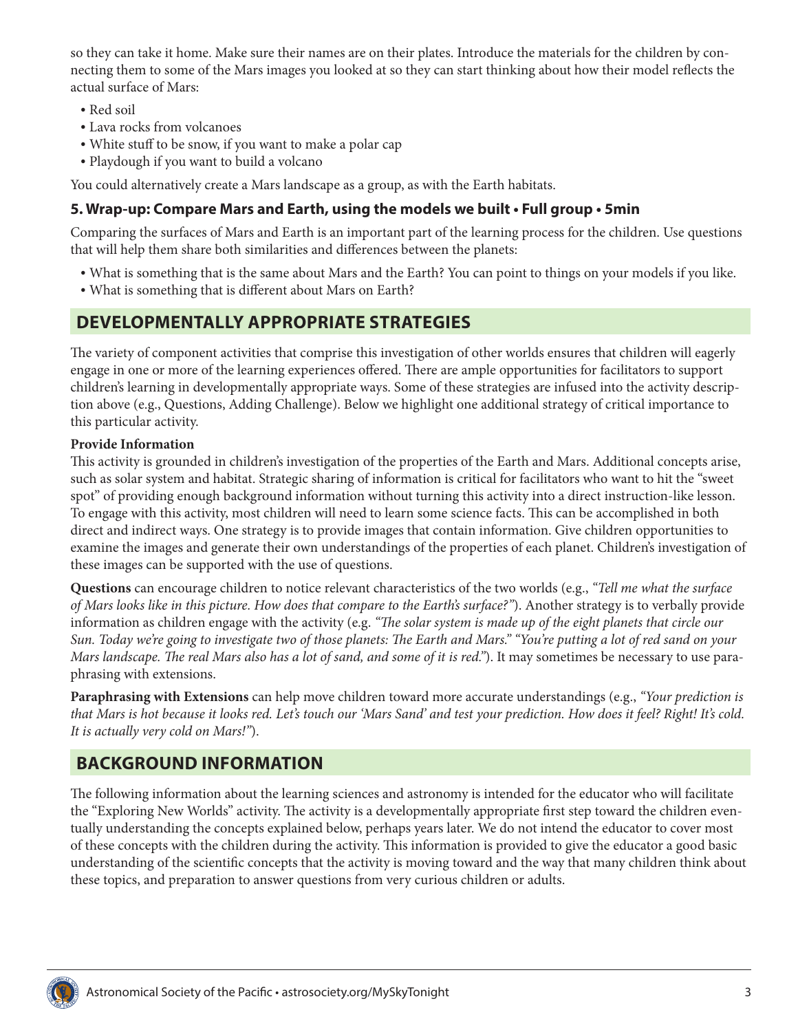so they can take it home. Make sure their names are on their plates. Introduce the materials for the children by connecting them to some of the Mars images you looked at so they can start thinking about how their model reflects the actual surface of Mars:

- Red soil
- Lava rocks from volcanoes
- White stuff to be snow, if you want to make a polar cap
- Playdough if you want to build a volcano

You could alternatively create a Mars landscape as a group, as with the Earth habitats.

### 5. Wrap-up: Compare Mars and Earth, using the models we built • Full group • 5min

Comparing the surfaces of Mars and Earth is an important part of the learning process for the children. Use questions that will help them share both similarities and differences between the planets:

- What is something that is the same about Mars and the Earth? You can point to things on your models if you like.
- What is something that is different about Mars on Earth?

## DEVELOPMENTALLY APPROPRIATE STRATEGIES

The variety of component activities that comprise this investigation of other worlds ensures that children will eagerly engage in one or more of the learning experiences offered. There are ample opportunities for facilitators to support children's learning in developmentally appropriate ways. Some of these strategies are infused into the activity description above (e.g., Questions, Adding Challenge). Below we highlight one additional strategy of critical importance to this particular activity.

**Provide Information**
This activity is grounded in children's investigation of the properties of the Earth and Mars. Additional concepts arise, such as solar system and habitat. Strategic sharing of information is critical for facilitators who want to hit the "sweet spot" of providing enough background information without turning this activity into a direct instruction-like lesson. To engage with this activity, most children will need to learn some science facts. This can be accomplished in both direct and indirect ways. One strategy is to provide images that contain information. Give children opportunities to examine the images and generate their own understandings of the properties of each planet. Children's investigation of these images can be supported with the use of questions.

**Questions** can encourage children to notice relevant characteristics of the two worlds (e.g., *"Tell me what the surface of Mars looks like in this picture. How does that compare to the Earth's surface?"*). Another strategy is to verbally provide information as children engage with the activity (e.g. *"The solar system is made up of the eight planets that circle our Sun. Today we're going to investigate two of those planets: The Earth and Mars." "You're putting a lot of red sand on your Mars landscape. The real Mars also has a lot of sand, and some of it is red."*). It may sometimes be necessary to use paraphrasing with extensions.

**Paraphrasing with Extensions** can help move children toward more accurate understandings (e.g., *"Your prediction is that Mars is hot because it looks red. Let's touch our 'Mars Sand' and test your prediction. How does it feel? Right! It's cold. It is actually very cold on Mars!"*).

## BACKGROUND INFORMATION

The following information about the learning sciences and astronomy is intended for the educator who will facilitate the "Exploring New Worlds" activity. The activity is a developmentally appropriate first step toward the children eventually understanding the concepts explained below, perhaps years later. We do not intend the educator to cover most of these concepts with the children during the activity. This information is provided to give the educator a good basic understanding of the scientific concepts that the activity is moving toward and the way that many children think about these topics, and preparation to answer questions from very curious children or adults.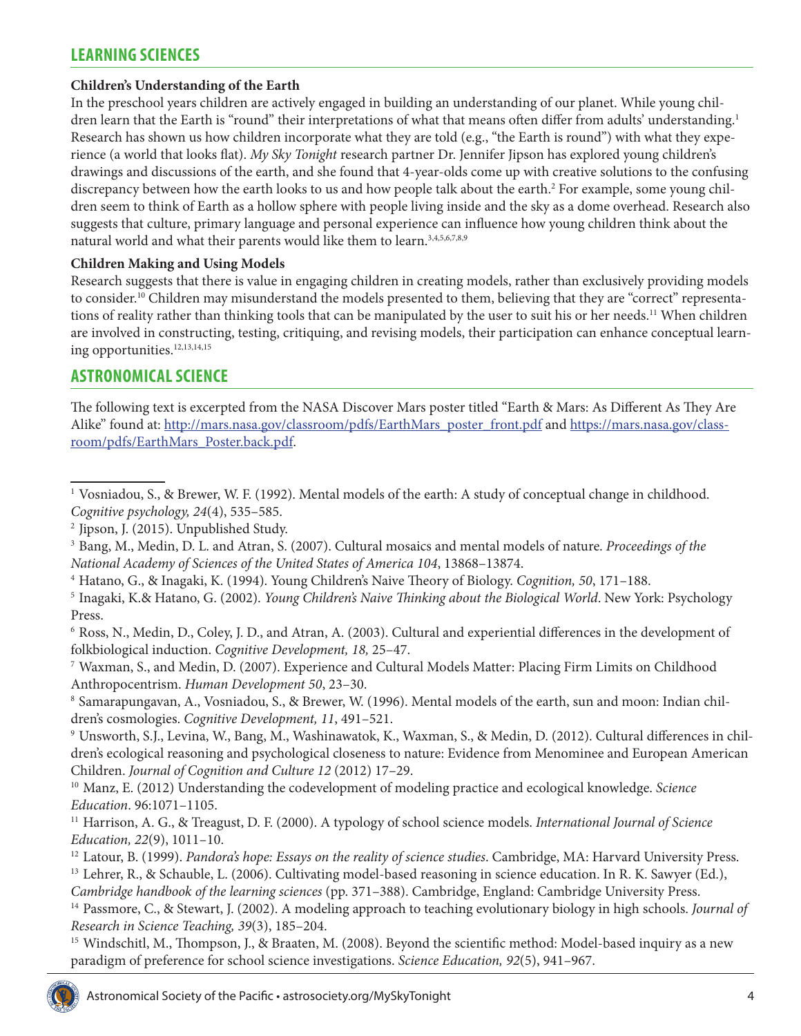## LEARNING SCIENCES

**Children's Understanding of the Earth**

In the preschool years children are actively engaged in building an understanding of our planet. While young children learn that the Earth is "round" their interpretations of what that means often differ from adults' understanding.[1] Research has shown us how children incorporate what they are told (e.g., "the Earth is round") with what they experience (a world that looks flat). *My Sky Tonight* research partner Dr. Jennifer Jipson has explored young children's drawings and discussions of the earth, and she found that 4-year-olds come up with creative solutions to the confusing discrepancy between how the earth looks to us and how people talk about the earth.[2] For example, some young children seem to think of Earth as a hollow sphere with people living inside and the sky as a dome overhead. Research also suggests that culture, primary language and personal experience can influence how young children think about the natural world and what their parents would like them to learn.[3,4,5,6,7,8,9]

**Children Making and Using Models**

Research suggests that there is value in engaging children in creating models, rather than exclusively providing models to consider.[10] Children may misunderstand the models presented to them, believing that they are "correct" representations of reality rather than thinking tools that can be manipulated by the user to suit his or her needs.[11] When children are involved in constructing, testing, critiquing, and revising models, their participation can enhance conceptual learning opportunities.[12,13,14,15]

## ASTRONOMICAL SCIENCE

The following text is excerpted from the NASA Discover Mars poster titled "Earth & Mars: As Different As They Are Alike" found at: http://mars.nasa.gov/classroom/pdfs/EarthMars_poster_front.pdf and https://mars.nasa.gov/classroom/pdfs/EarthMars_Poster.back.pdf.

---

[1] Vosniadou, S., & Brewer, W. F. (1992). Mental models of the earth: A study of conceptual change in childhood. *Cognitive psychology, 24*(4), 535–585.

[2] Jipson, J. (2015). Unpublished Study.

[3] Bang, M., Medin, D. L. and Atran, S. (2007). Cultural mosaics and mental models of nature. *Proceedings of the National Academy of Sciences of the United States of America 104*, 13868–13874.

[4] Hatano, G., & Inagaki, K. (1994). Young Children's Naive Theory of Biology. *Cognition, 50*, 171–188.

[5] Inagaki, K.& Hatano, G. (2002). *Young Children's Naive Thinking about the Biological World*. New York: Psychology Press.

[6] Ross, N., Medin, D., Coley, J. D., and Atran, A. (2003). Cultural and experiential differences in the development of folkbiological induction. *Cognitive Development, 18,* 25–47.

[7] Waxman, S., and Medin, D. (2007). Experience and Cultural Models Matter: Placing Firm Limits on Childhood Anthropocentrism. *Human Development 50*, 23–30.

[8] Samarapungavan, A., Vosniadou, S., & Brewer, W. (1996). Mental models of the earth, sun and moon: Indian children's cosmologies. *Cognitive Development, 11*, 491–521.

[9] Unsworth, S.J., Levina, W., Bang, M., Washinawatok, K., Waxman, S., & Medin, D. (2012). Cultural differences in children's ecological reasoning and psychological closeness to nature: Evidence from Menominee and European American Children. *Journal of Cognition and Culture 12* (2012) 17–29.

[10] Manz, E. (2012) Understanding the codevelopment of modeling practice and ecological knowledge. *Science Education*. 96:1071–1105.

[11] Harrison, A. G., & Treagust, D. F. (2000). A typology of school science models. *International Journal of Science Education, 22*(9), 1011–10.

[12] Latour, B. (1999). *Pandora's hope: Essays on the reality of science studies*. Cambridge, MA: Harvard University Press.

[13] Lehrer, R., & Schauble, L. (2006). Cultivating model-based reasoning in science education. In R. K. Sawyer (Ed.), *Cambridge handbook of the learning sciences* (pp. 371–388). Cambridge, England: Cambridge University Press.

[14] Passmore, C., & Stewart, J. (2002). A modeling approach to teaching evolutionary biology in high schools. *Journal of Research in Science Teaching, 39*(3), 185–204.

[15] Windschitl, M., Thompson, J., & Braaten, M. (2008). Beyond the scientific method: Model-based inquiry as a new paradigm of preference for school science investigations. *Science Education, 92*(5), 941–967.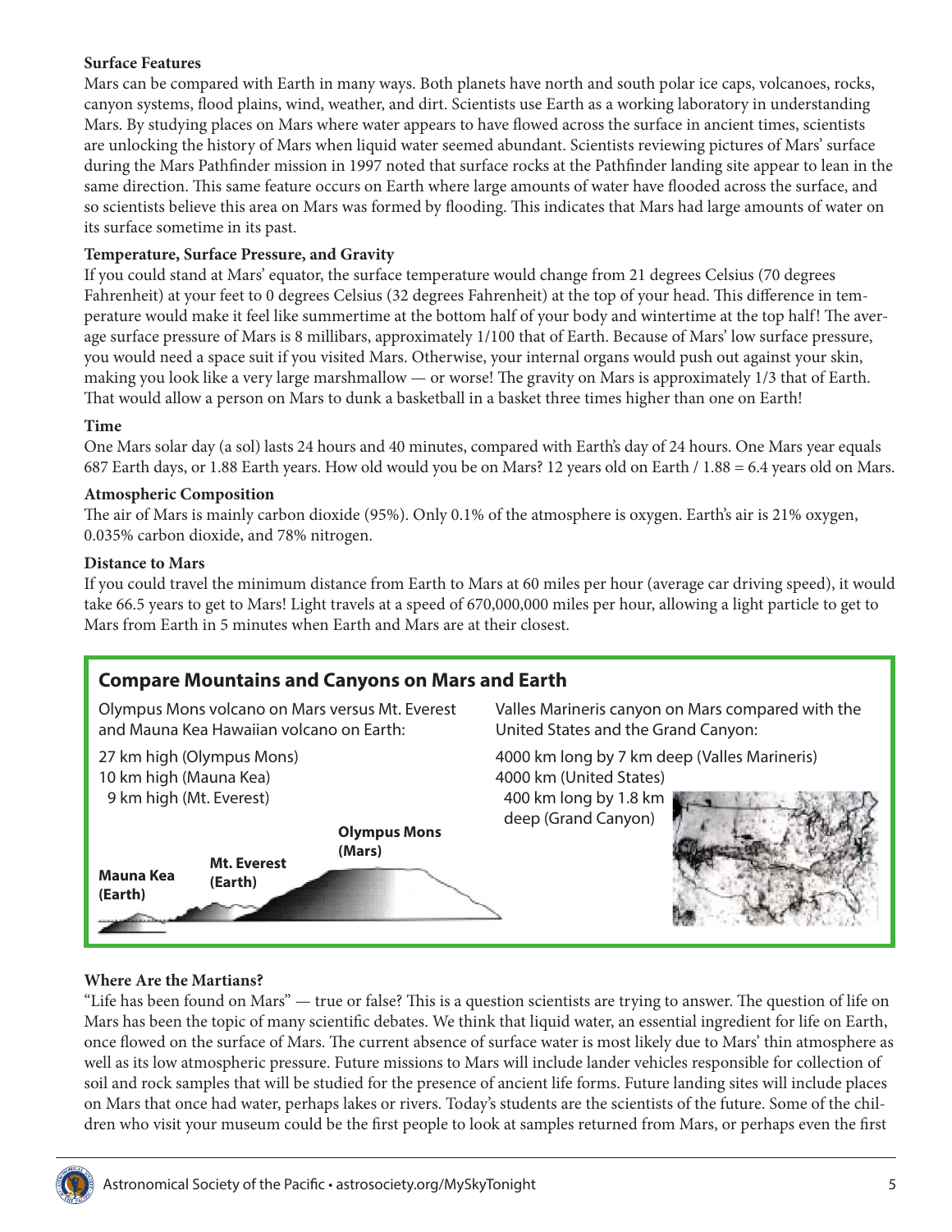### Surface Features

Mars can be compared with Earth in many ways. Both planets have north and south polar ice caps, volcanoes, rocks, canyon systems, flood plains, wind, weather, and dirt. Scientists use Earth as a working laboratory in understanding Mars. By studying places on Mars where water appears to have flowed across the surface in ancient times, scientists are unlocking the history of Mars when liquid water seemed abundant. Scientists reviewing pictures of Mars' surface during the Mars Pathfinder mission in 1997 noted that surface rocks at the Pathfinder landing site appear to lean in the same direction. This same feature occurs on Earth where large amounts of water have flooded across the surface, and so scientists believe this area on Mars was formed by flooding. This indicates that Mars had large amounts of water on its surface sometime in its past.

### Temperature, Surface Pressure, and Gravity

If you could stand at Mars' equator, the surface temperature would change from 21 degrees Celsius (70 degrees Fahrenheit) at your feet to 0 degrees Celsius (32 degrees Fahrenheit) at the top of your head. This difference in temperature would make it feel like summertime at the bottom half of your body and wintertime at the top half! The average surface pressure of Mars is 8 millibars, approximately 1/100 that of Earth. Because of Mars' low surface pressure, you would need a space suit if you visited Mars. Otherwise, your internal organs would push out against your skin, making you look like a very large marshmallow — or worse! The gravity on Mars is approximately 1/3 that of Earth. That would allow a person on Mars to dunk a basketball in a basket three times higher than one on Earth!

### Time

One Mars solar day (a sol) lasts 24 hours and 40 minutes, compared with Earth's day of 24 hours. One Mars year equals 687 Earth days, or 1.88 Earth years. How old would you be on Mars? 12 years old on Earth / 1.88 = 6.4 years old on Mars.

### Atmospheric Composition

The air of Mars is mainly carbon dioxide (95%). Only 0.1% of the atmosphere is oxygen. Earth's air is 21% oxygen, 0.035% carbon dioxide, and 78% nitrogen.

### Distance to Mars

If you could travel the minimum distance from Earth to Mars at 60 miles per hour (average car driving speed), it would take 66.5 years to get to Mars! Light travels at a speed of 670,000,000 miles per hour, allowing a light particle to get to Mars from Earth in 5 minutes when Earth and Mars are at their closest.

## Compare Mountains and Canyons on Mars and Earth

Olympus Mons volcano on Mars versus Mt. Everest and Mauna Kea Hawaiian volcano on Earth:

27 km high (Olympus Mons)
10 km high (Mauna Kea)
9 km high (Mt. Everest)

Mauna Kea (Earth) — Mt. Everest (Earth) — Olympus Mons (Mars)

Valles Marineris canyon on Mars compared with the United States and the Grand Canyon:

4000 km long by 7 km deep (Valles Marineris)
4000 km (United States)
400 km long by 1.8 km deep (Grand Canyon)

### Where Are the Martians?

"Life has been found on Mars" — true or false? This is a question scientists are trying to answer. The question of life on Mars has been the topic of many scientific debates. We think that liquid water, an essential ingredient for life on Earth, once flowed on the surface of Mars. The current absence of surface water is most likely due to Mars' thin atmosphere as well as its low atmospheric pressure. Future missions to Mars will include lander vehicles responsible for collection of soil and rock samples that will be studied for the presence of ancient life forms. Future landing sites will include places on Mars that once had water, perhaps lakes or rivers. Today's students are the scientists of the future. Some of the children who visit your museum could be the first people to look at samples returned from Mars, or perhaps even the first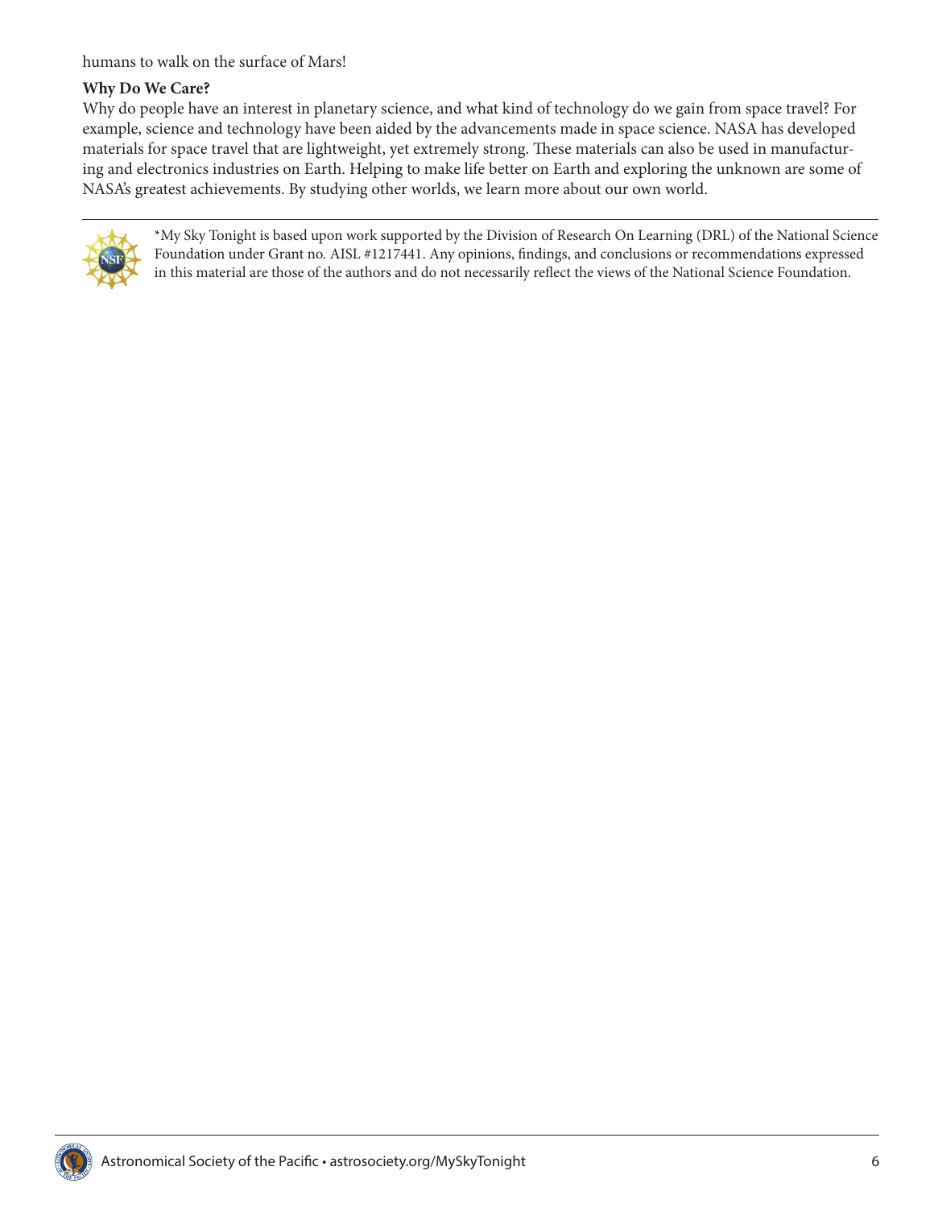humans to walk on the surface of Mars!

**Why Do We Care?**

Why do people have an interest in planetary science, and what kind of technology do we gain from space travel? For example, science and technology have been aided by the advancements made in space science. NASA has developed materials for space travel that are lightweight, yet extremely strong. These materials can also be used in manufacturing and electronics industries on Earth. Helping to make life better on Earth and exploring the unknown are some of NASA's greatest achievements. By studying other worlds, we learn more about our own world.

---

*My Sky Tonight is based upon work supported by the Division of Research On Learning (DRL) of the National Science Foundation under Grant no. AISL #1217441. Any opinions, findings, and conclusions or recommendations expressed in this material are those of the authors and do not necessarily reflect the views of the National Science Foundation.